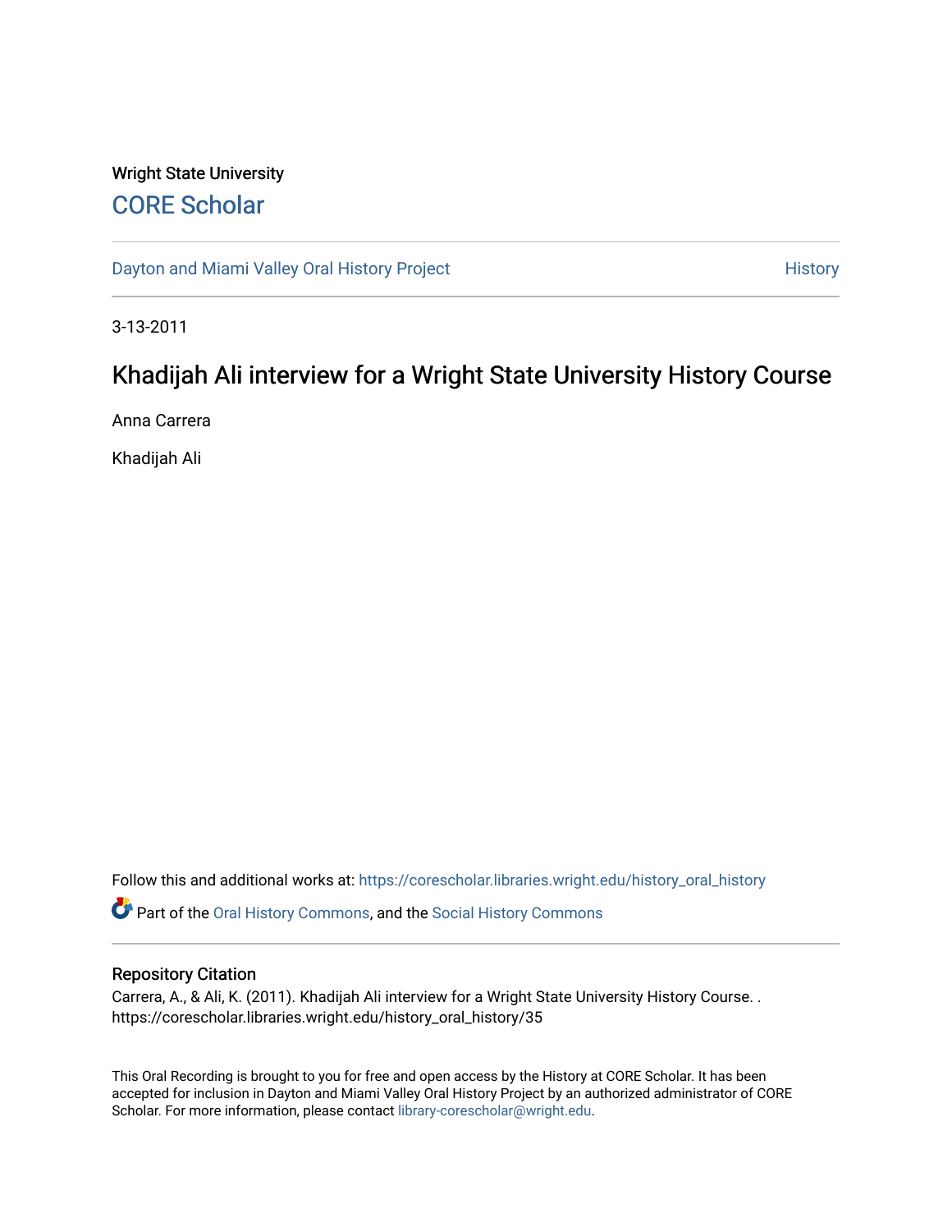Wright State University

# CORE Scholar

Dayton and Miami Valley Oral History Project | History

3-13-2011

## Khadijah Ali interview for a Wright State University History Course

Anna Carrera

Khadijah Ali

Follow this and additional works at: https://corescholar.libraries.wright.edu/history_oral_history

Part of the Oral History Commons, and the Social History Commons

### Repository Citation

Carrera, A., & Ali, K. (2011). Khadijah Ali interview for a Wright State University History Course. . https://corescholar.libraries.wright.edu/history_oral_history/35

This Oral Recording is brought to you for free and open access by the History at CORE Scholar. It has been accepted for inclusion in Dayton and Miami Valley Oral History Project by an authorized administrator of CORE Scholar. For more information, please contact library-corescholar@wright.edu.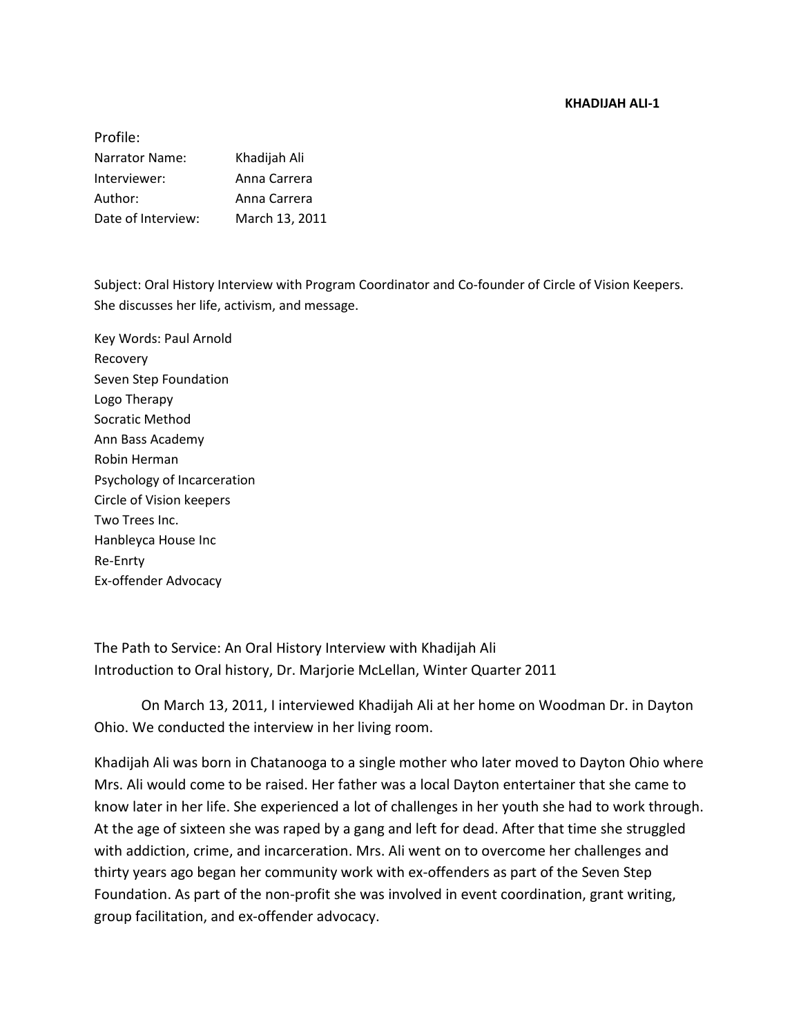Profile:

| | |
|---|---|
| Narrator Name: | Khadijah Ali |
| Interviewer: | Anna Carrera |
| Author: | Anna Carrera |
| Date of Interview: | March 13, 2011 |

Subject: Oral History Interview with Program Coordinator and Co-founder of Circle of Vision Keepers. She discusses her life, activism, and message.

Key Words: Paul Arnold
Recovery
Seven Step Foundation
Logo Therapy
Socratic Method
Ann Bass Academy
Robin Herman
Psychology of Incarceration
Circle of Vision keepers
Two Trees Inc.
Hanbleyca House Inc
Re-Enrty
Ex-offender Advocacy

The Path to Service: An Oral History Interview with Khadijah Ali
Introduction to Oral history, Dr. Marjorie McLellan, Winter Quarter 2011

On March 13, 2011, I interviewed Khadijah Ali at her home on Woodman Dr. in Dayton Ohio. We conducted the interview in her living room.

Khadijah Ali was born in Chatanooga to a single mother who later moved to Dayton Ohio where Mrs. Ali would come to be raised. Her father was a local Dayton entertainer that she came to know later in her life. She experienced a lot of challenges in her youth she had to work through. At the age of sixteen she was raped by a gang and left for dead. After that time she struggled with addiction, crime, and incarceration. Mrs. Ali went on to overcome her challenges and thirty years ago began her community work with ex-offenders as part of the Seven Step Foundation. As part of the non-profit she was involved in event coordination, grant writing, group facilitation, and ex-offender advocacy.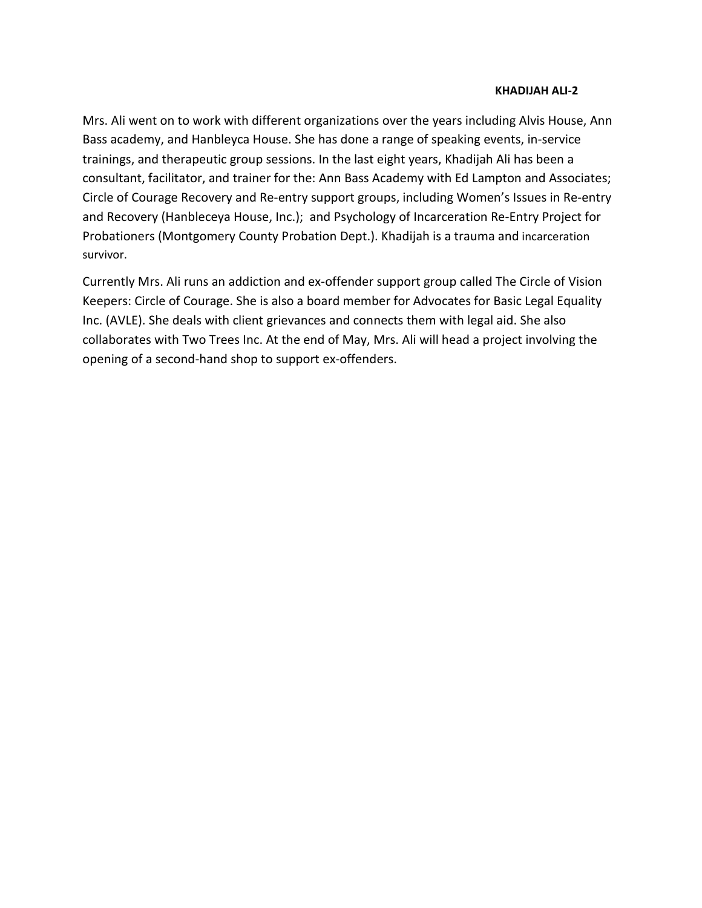Mrs. Ali went on to work with different organizations over the years including Alvis House, Ann Bass academy, and Hanbleyca House. She has done a range of speaking events, in-service trainings, and therapeutic group sessions. In the last eight years, Khadijah Ali has been a consultant, facilitator, and trainer for the: Ann Bass Academy with Ed Lampton and Associates; Circle of Courage Recovery and Re-entry support groups, including Women's Issues in Re-entry and Recovery (Hanbleceya House, Inc.); and Psychology of Incarceration Re-Entry Project for Probationers (Montgomery County Probation Dept.). Khadijah is a trauma and incarceration survivor.

Currently Mrs. Ali runs an addiction and ex-offender support group called The Circle of Vision Keepers: Circle of Courage. She is also a board member for Advocates for Basic Legal Equality Inc. (AVLE). She deals with client grievances and connects them with legal aid. She also collaborates with Two Trees Inc. At the end of May, Mrs. Ali will head a project involving the opening of a second-hand shop to support ex-offenders.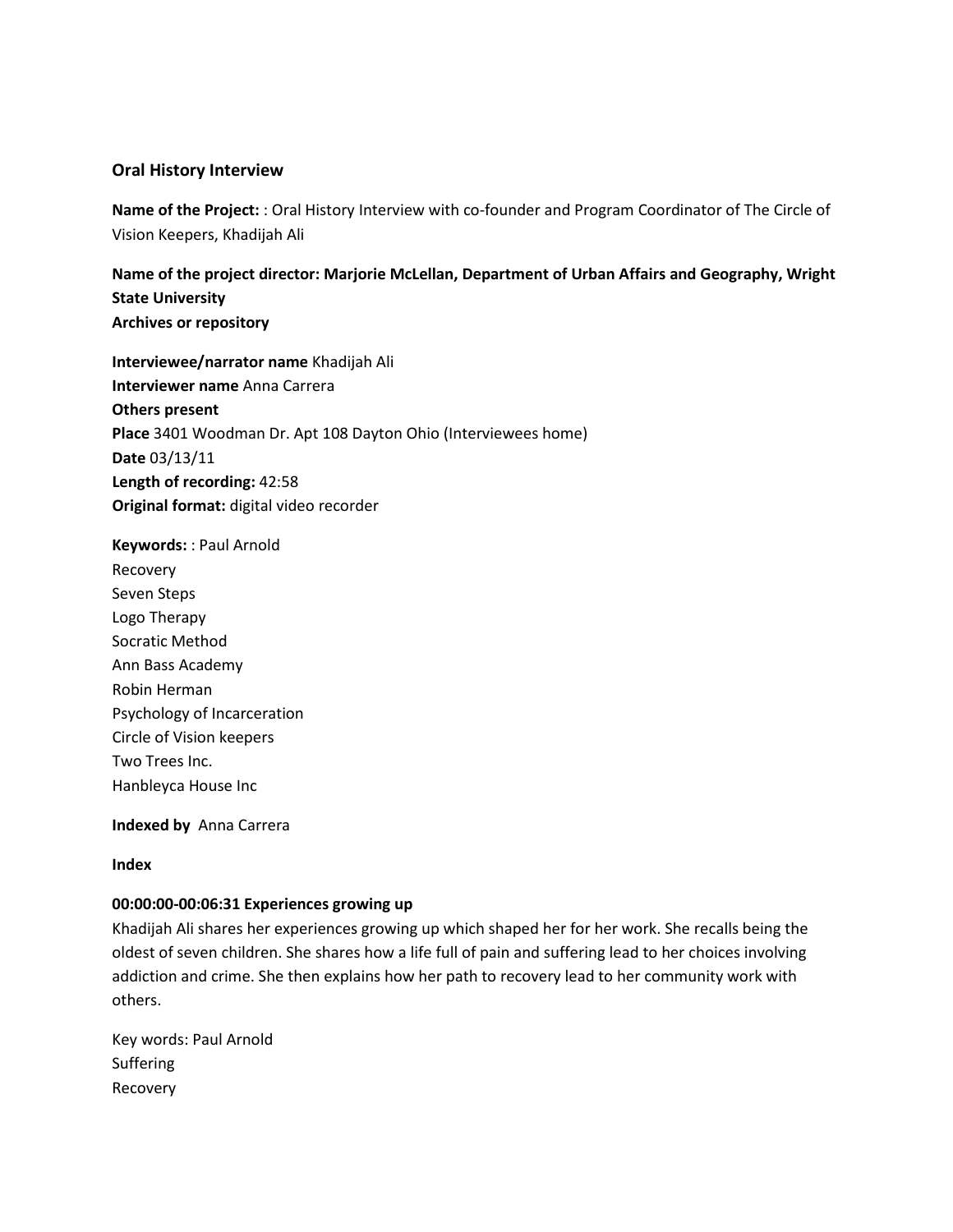### Oral History Interview

**Name of the Project:** : Oral History Interview with co-founder and Program Coordinator of The Circle of Vision Keepers, Khadijah Ali

**Name of the project director: Marjorie McLellan, Department of Urban Affairs and Geography, Wright State University**
**Archives or repository**

**Interviewee/narrator name** Khadijah Ali
**Interviewer name** Anna Carrera
**Others present**
**Place** 3401 Woodman Dr. Apt 108 Dayton Ohio (Interviewees home)
**Date** 03/13/11
**Length of recording:** 42:58
**Original format:** digital video recorder

**Keywords:** : Paul Arnold
Recovery
Seven Steps
Logo Therapy
Socratic Method
Ann Bass Academy
Robin Herman
Psychology of Incarceration
Circle of Vision keepers
Two Trees Inc.
Hanbleyca House Inc

**Indexed by** Anna Carrera

**Index**

**00:00:00-00:06:31 Experiences growing up**
Khadijah Ali shares her experiences growing up which shaped her for her work. She recalls being the oldest of seven children. She shares how a life full of pain and suffering lead to her choices involving addiction and crime. She then explains how her path to recovery lead to her community work with others.

Key words: Paul Arnold
Suffering
Recovery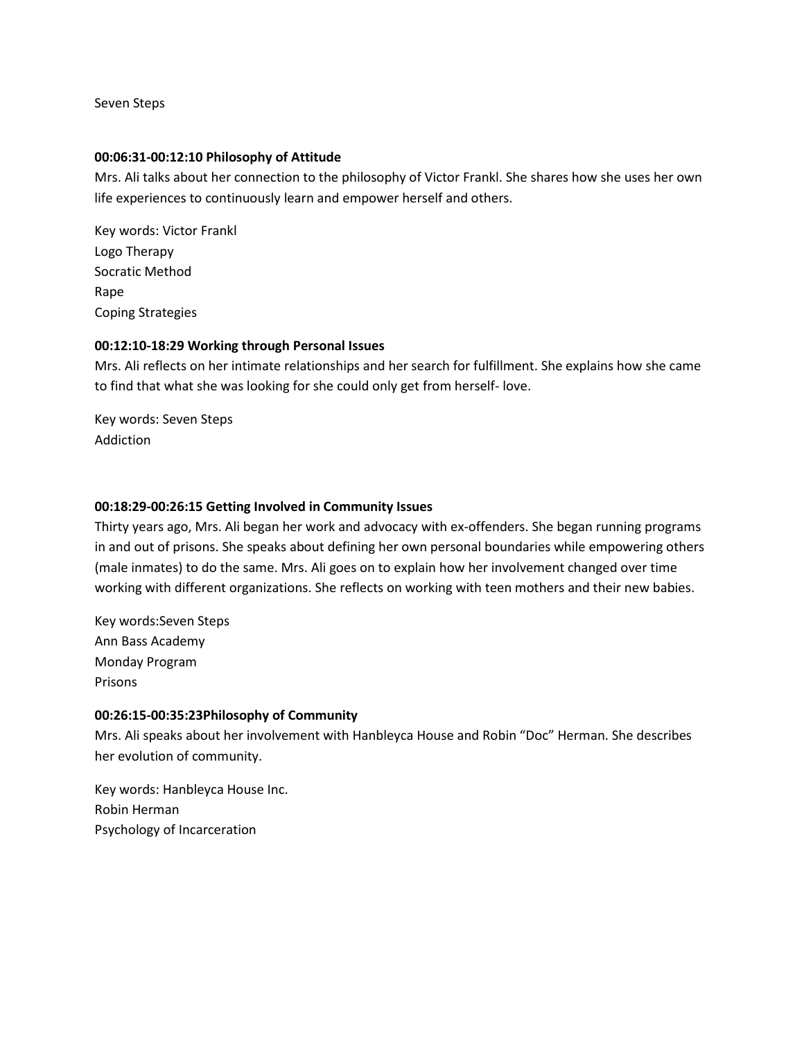Seven Steps

**00:06:31-00:12:10 Philosophy of Attitude**

Mrs. Ali talks about her connection to the philosophy of Victor Frankl. She shares how she uses her own life experiences to continuously learn and empower herself and others.

Key words: Victor Frankl
Logo Therapy
Socratic Method
Rape
Coping Strategies

**00:12:10-18:29 Working through Personal Issues**

Mrs. Ali reflects on her intimate relationships and her search for fulfillment. She explains how she came to find that what she was looking for she could only get from herself- love.

Key words: Seven Steps
Addiction

**00:18:29-00:26:15 Getting Involved in Community Issues**

Thirty years ago, Mrs. Ali began her work and advocacy with ex-offenders. She began running programs in and out of prisons. She speaks about defining her own personal boundaries while empowering others (male inmates) to do the same. Mrs. Ali goes on to explain how her involvement changed over time working with different organizations. She reflects on working with teen mothers and their new babies.

Key words:Seven Steps
Ann Bass Academy
Monday Program
Prisons

**00:26:15-00:35:23Philosophy of Community**

Mrs. Ali speaks about her involvement with Hanbleyca House and Robin "Doc" Herman. She describes her evolution of community.

Key words: Hanbleyca House Inc.
Robin Herman
Psychology of Incarceration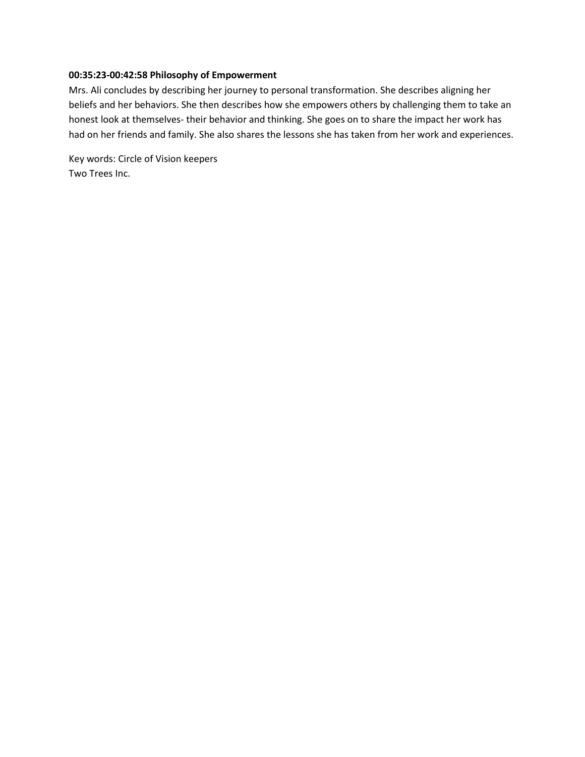**00:35:23-00:42:58 Philosophy of Empowerment**

Mrs. Ali concludes by describing her journey to personal transformation. She describes aligning her beliefs and her behaviors. She then describes how she empowers others by challenging them to take an honest look at themselves- their behavior and thinking. She goes on to share the impact her work has had on her friends and family. She also shares the lessons she has taken from her work and experiences.

Key words: Circle of Vision keepers
Two Trees Inc.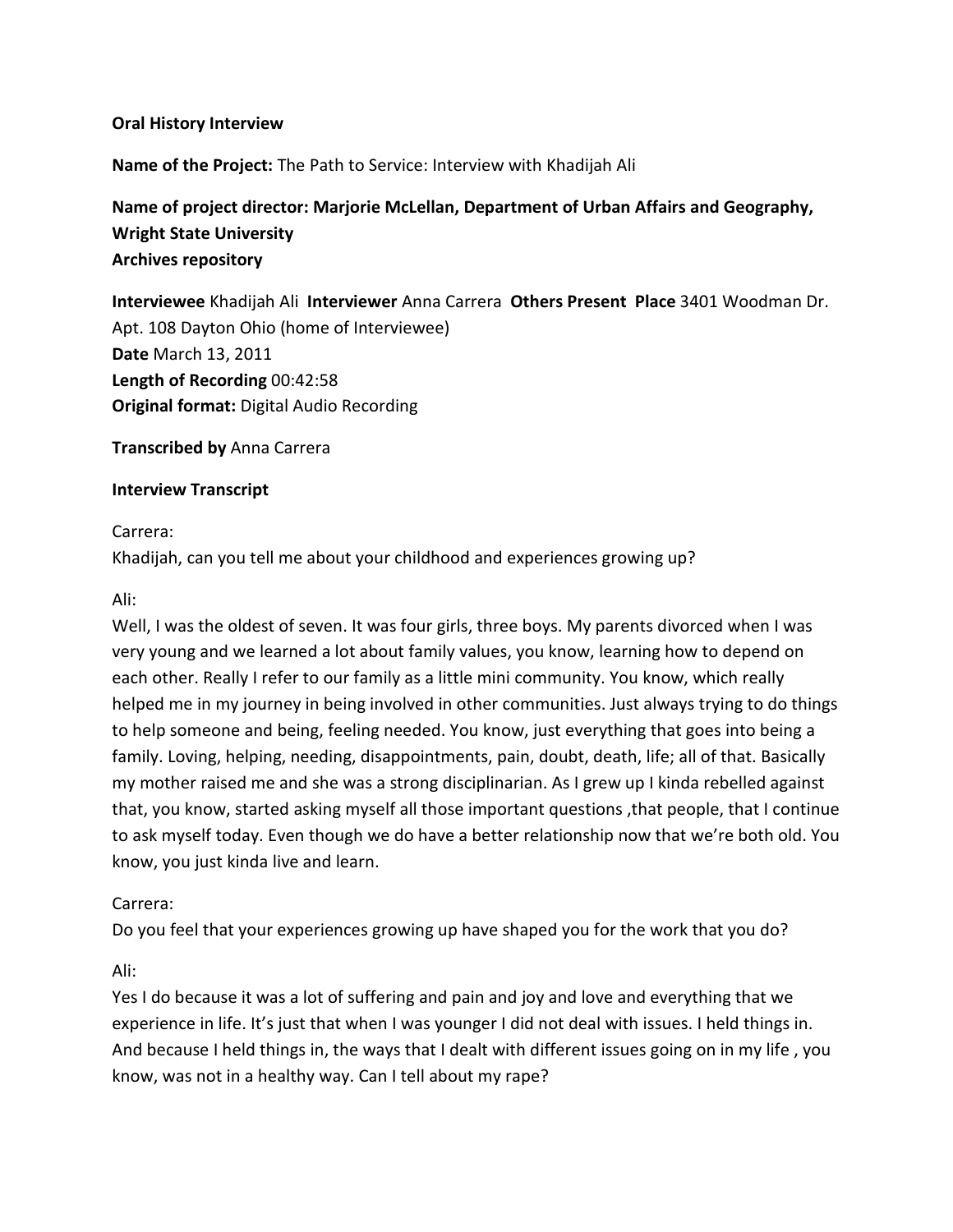**Oral History Interview**

**Name of the Project:** The Path to Service: Interview with Khadijah Ali

**Name of project director: Marjorie McLellan, Department of Urban Affairs and Geography, Wright State University**
**Archives repository**

**Interviewee** Khadijah Ali **Interviewer** Anna Carrera **Others Present** **Place** 3401 Woodman Dr. Apt. 108 Dayton Ohio (home of Interviewee)
**Date** March 13, 2011
**Length of Recording** 00:42:58
**Original format:** Digital Audio Recording

**Transcribed by** Anna Carrera

**Interview Transcript**

Carrera:
Khadijah, can you tell me about your childhood and experiences growing up?

Ali:
Well, I was the oldest of seven. It was four girls, three boys. My parents divorced when I was very young and we learned a lot about family values, you know, learning how to depend on each other. Really I refer to our family as a little mini community. You know, which really helped me in my journey in being involved in other communities. Just always trying to do things to help someone and being, feeling needed. You know, just everything that goes into being a family. Loving, helping, needing, disappointments, pain, doubt, death, life; all of that. Basically my mother raised me and she was a strong disciplinarian. As I grew up I kinda rebelled against that, you know, started asking myself all those important questions ,that people, that I continue to ask myself today. Even though we do have a better relationship now that we're both old. You know, you just kinda live and learn.

Carrera:
Do you feel that your experiences growing up have shaped you for the work that you do?

Ali:
Yes I do because it was a lot of suffering and pain and joy and love and everything that we experience in life. It's just that when I was younger I did not deal with issues. I held things in. And because I held things in, the ways that I dealt with different issues going on in my life , you know, was not in a healthy way. Can I tell about my rape?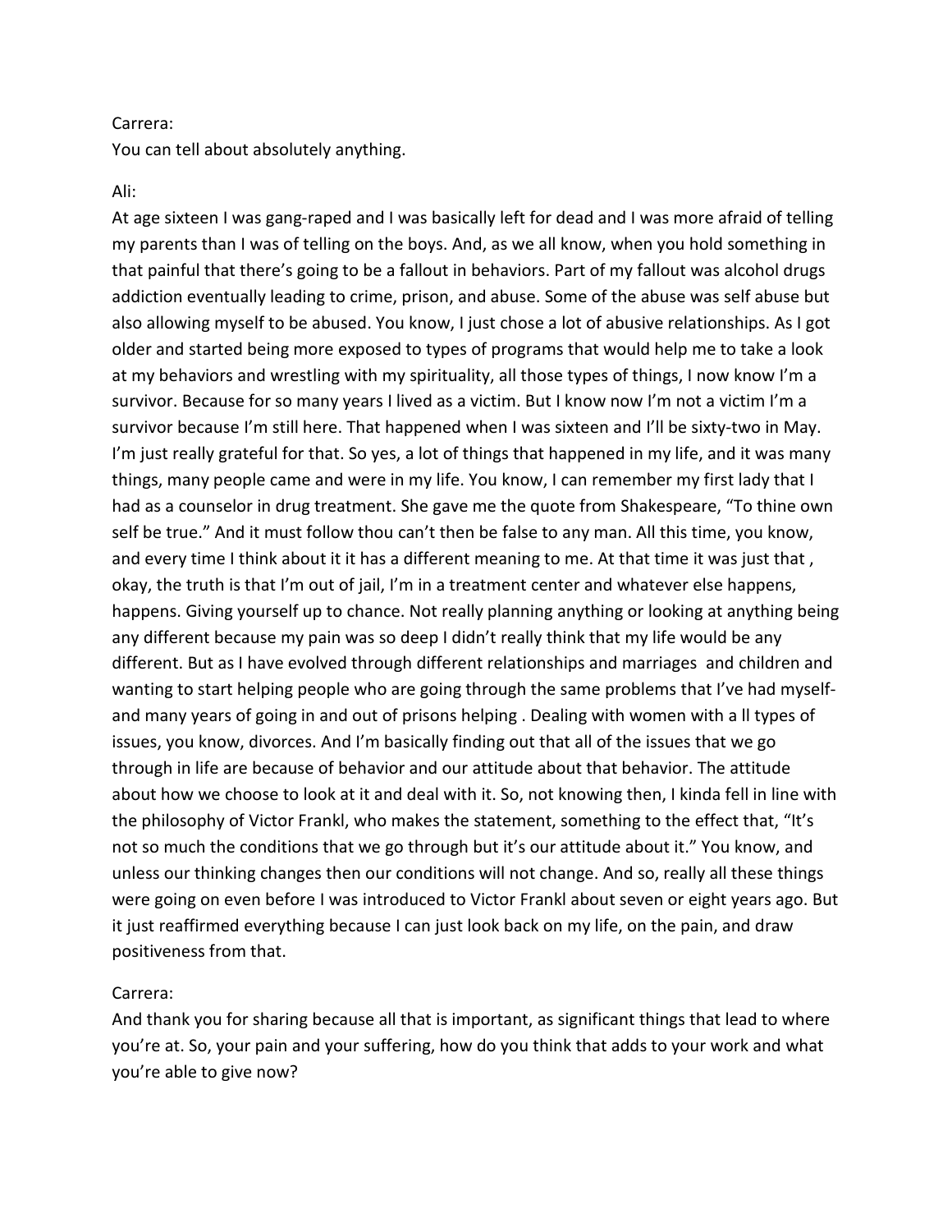Carrera:
You can tell about absolutely anything.

Ali:
At age sixteen I was gang-raped and I was basically left for dead and I was more afraid of telling my parents than I was of telling on the boys. And, as we all know, when you hold something in that painful that there's going to be a fallout in behaviors. Part of my fallout was alcohol drugs addiction eventually leading to crime, prison, and abuse. Some of the abuse was self abuse but also allowing myself to be abused. You know, I just chose a lot of abusive relationships. As I got older and started being more exposed to types of programs that would help me to take a look at my behaviors and wrestling with my spirituality, all those types of things, I now know I'm a survivor. Because for so many years I lived as a victim. But I know now I'm not a victim I'm a survivor because I'm still here. That happened when I was sixteen and I'll be sixty-two in May. I'm just really grateful for that. So yes, a lot of things that happened in my life, and it was many things, many people came and were in my life. You know, I can remember my first lady that I had as a counselor in drug treatment. She gave me the quote from Shakespeare, "To thine own self be true." And it must follow thou can't then be false to any man. All this time, you know, and every time I think about it it has a different meaning to me. At that time it was just that , okay, the truth is that I'm out of jail, I'm in a treatment center and whatever else happens, happens. Giving yourself up to chance. Not really planning anything or looking at anything being any different because my pain was so deep I didn't really think that my life would be any different. But as I have evolved through different relationships and marriages and children and wanting to start helping people who are going through the same problems that I've had myself- and many years of going in and out of prisons helping . Dealing with women with a ll types of issues, you know, divorces. And I'm basically finding out that all of the issues that we go through in life are because of behavior and our attitude about that behavior. The attitude about how we choose to look at it and deal with it. So, not knowing then, I kinda fell in line with the philosophy of Victor Frankl, who makes the statement, something to the effect that, "It's not so much the conditions that we go through but it's our attitude about it." You know, and unless our thinking changes then our conditions will not change. And so, really all these things were going on even before I was introduced to Victor Frankl about seven or eight years ago. But it just reaffirmed everything because I can just look back on my life, on the pain, and draw positiveness from that.

Carrera:
And thank you for sharing because all that is important, as significant things that lead to where you're at. So, your pain and your suffering, how do you think that adds to your work and what you're able to give now?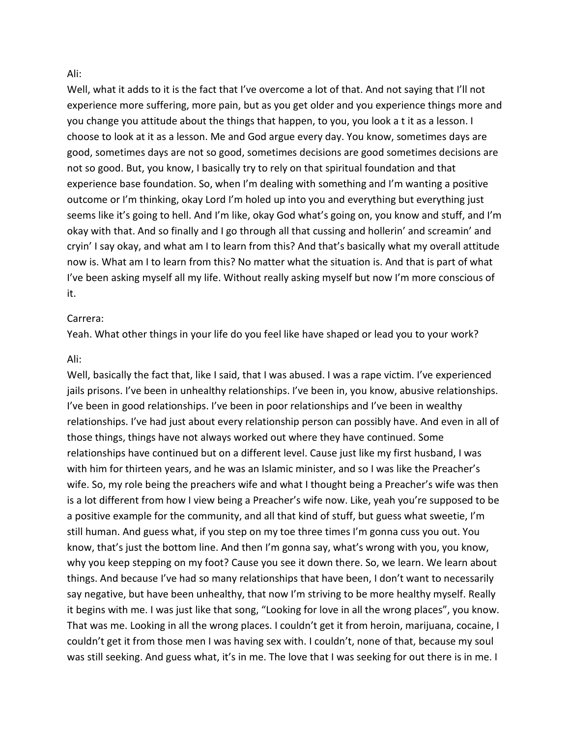Ali:

Well, what it adds to it is the fact that I've overcome a lot of that. And not saying that I'll not experience more suffering, more pain, but as you get older and you experience things more and you change you attitude about the things that happen, to you, you look a t it as a lesson. I choose to look at it as a lesson. Me and God argue every day. You know, sometimes days are good, sometimes days are not so good, sometimes decisions are good sometimes decisions are not so good. But, you know, I basically try to rely on that spiritual foundation and that experience base foundation. So, when I'm dealing with something and I'm wanting a positive outcome or I'm thinking, okay Lord I'm holed up into you and everything but everything just seems like it's going to hell. And I'm like, okay God what's going on, you know and stuff, and I'm okay with that. And so finally and I go through all that cussing and hollerin' and screamin' and cryin' I say okay, and what am I to learn from this? And that's basically what my overall attitude now is. What am I to learn from this? No matter what the situation is. And that is part of what I've been asking myself all my life. Without really asking myself but now I'm more conscious of it.

Carrera:

Yeah. What other things in your life do you feel like have shaped or lead you to your work?

Ali:

Well, basically the fact that, like I said, that I was abused. I was a rape victim. I've experienced jails prisons. I've been in unhealthy relationships. I've been in, you know, abusive relationships. I've been in good relationships. I've been in poor relationships and I've been in wealthy relationships. I've had just about every relationship person can possibly have. And even in all of those things, things have not always worked out where they have continued. Some relationships have continued but on a different level. Cause just like my first husband, I was with him for thirteen years, and he was an Islamic minister, and so I was like the Preacher's wife. So, my role being the preachers wife and what I thought being a Preacher's wife was then is a lot different from how I view being a Preacher's wife now. Like, yeah you're supposed to be a positive example for the community, and all that kind of stuff, but guess what sweetie, I'm still human. And guess what, if you step on my toe three times I'm gonna cuss you out. You know, that's just the bottom line. And then I'm gonna say, what's wrong with you, you know, why you keep stepping on my foot? Cause you see it down there. So, we learn. We learn about things. And because I've had so many relationships that have been, I don't want to necessarily say negative, but have been unhealthy, that now I'm striving to be more healthy myself. Really it begins with me. I was just like that song, "Looking for love in all the wrong places", you know. That was me. Looking in all the wrong places. I couldn't get it from heroin, marijuana, cocaine, I couldn't get it from those men I was having sex with. I couldn't, none of that, because my soul was still seeking. And guess what, it's in me. The love that I was seeking for out there is in me. I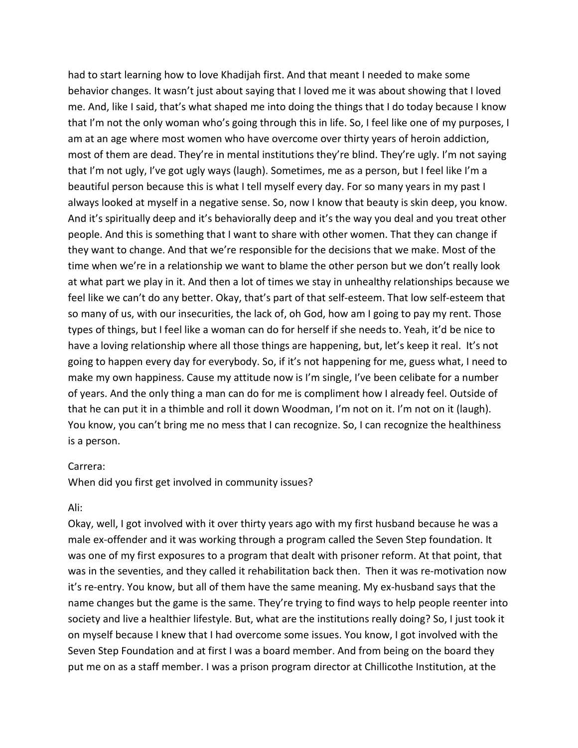had to start learning how to love Khadijah first. And that meant I needed to make some behavior changes. It wasn't just about saying that I loved me it was about showing that I loved me. And, like I said, that's what shaped me into doing the things that I do today because I know that I'm not the only woman who's going through this in life. So, I feel like one of my purposes, I am at an age where most women who have overcome over thirty years of heroin addiction, most of them are dead. They're in mental institutions they're blind. They're ugly. I'm not saying that I'm not ugly, I've got ugly ways (laugh). Sometimes, me as a person, but I feel like I'm a beautiful person because this is what I tell myself every day. For so many years in my past I always looked at myself in a negative sense. So, now I know that beauty is skin deep, you know. And it's spiritually deep and it's behaviorally deep and it's the way you deal and you treat other people. And this is something that I want to share with other women. That they can change if they want to change. And that we're responsible for the decisions that we make. Most of the time when we're in a relationship we want to blame the other person but we don't really look at what part we play in it. And then a lot of times we stay in unhealthy relationships because we feel like we can't do any better. Okay, that's part of that self-esteem. That low self-esteem that so many of us, with our insecurities, the lack of, oh God, how am I going to pay my rent. Those types of things, but I feel like a woman can do for herself if she needs to. Yeah, it'd be nice to have a loving relationship where all those things are happening, but, let's keep it real. It's not going to happen every day for everybody. So, if it's not happening for me, guess what, I need to make my own happiness. Cause my attitude now is I'm single, I've been celibate for a number of years. And the only thing a man can do for me is compliment how I already feel. Outside of that he can put it in a thimble and roll it down Woodman, I'm not on it. I'm not on it (laugh). You know, you can't bring me no mess that I can recognize. So, I can recognize the healthiness is a person.

Carrera:
When did you first get involved in community issues?

Ali:
Okay, well, I got involved with it over thirty years ago with my first husband because he was a male ex-offender and it was working through a program called the Seven Step foundation. It was one of my first exposures to a program that dealt with prisoner reform. At that point, that was in the seventies, and they called it rehabilitation back then. Then it was re-motivation now it's re-entry. You know, but all of them have the same meaning. My ex-husband says that the name changes but the game is the same. They're trying to find ways to help people reenter into society and live a healthier lifestyle. But, what are the institutions really doing? So, I just took it on myself because I knew that I had overcome some issues. You know, I got involved with the Seven Step Foundation and at first I was a board member. And from being on the board they put me on as a staff member. I was a prison program director at Chillicothe Institution, at the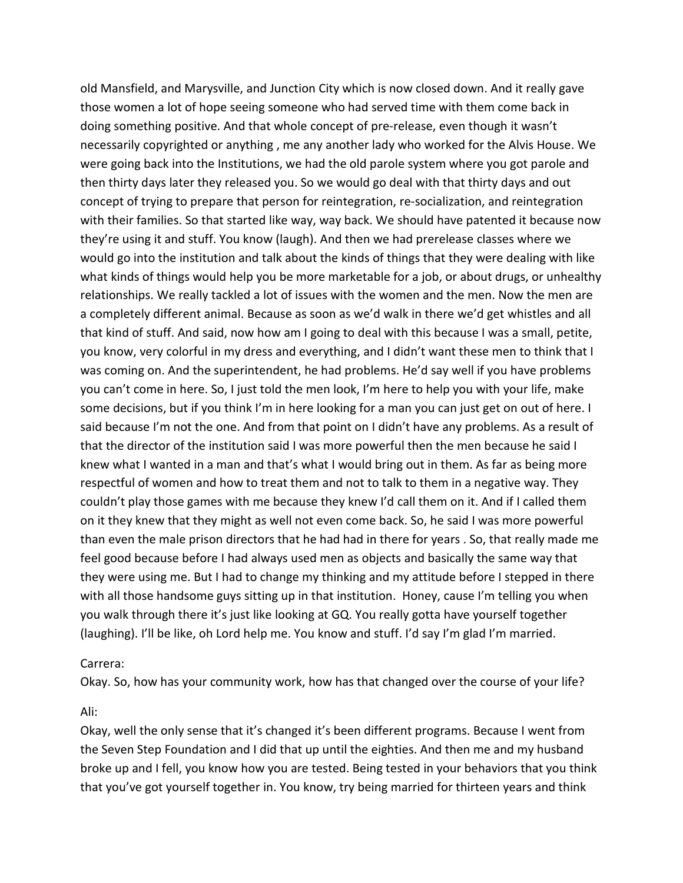old Mansfield, and Marysville, and Junction City which is now closed down. And it really gave those women a lot of hope seeing someone who had served time with them come back in doing something positive. And that whole concept of pre-release, even though it wasn't necessarily copyrighted or anything , me any another lady who worked for the Alvis House. We were going back into the Institutions, we had the old parole system where you got parole and then thirty days later they released you. So we would go deal with that thirty days and out concept of trying to prepare that person for reintegration, re-socialization, and reintegration with their families. So that started like way, way back. We should have patented it because now they're using it and stuff. You know (laugh). And then we had prerelease classes where we would go into the institution and talk about the kinds of things that they were dealing with like what kinds of things would help you be more marketable for a job, or about drugs, or unhealthy relationships. We really tackled a lot of issues with the women and the men. Now the men are a completely different animal. Because as soon as we'd walk in there we'd get whistles and all that kind of stuff. And said, now how am I going to deal with this because I was a small, petite, you know, very colorful in my dress and everything, and I didn't want these men to think that I was coming on. And the superintendent, he had problems. He'd say well if you have problems you can't come in here. So, I just told the men look, I'm here to help you with your life, make some decisions, but if you think I'm in here looking for a man you can just get on out of here. I said because I'm not the one. And from that point on I didn't have any problems. As a result of that the director of the institution said I was more powerful then the men because he said I knew what I wanted in a man and that's what I would bring out in them. As far as being more respectful of women and how to treat them and not to talk to them in a negative way. They couldn't play those games with me because they knew I'd call them on it. And if I called them on it they knew that they might as well not even come back. So, he said I was more powerful than even the male prison directors that he had had in there for years . So, that really made me feel good because before I had always used men as objects and basically the same way that they were using me. But I had to change my thinking and my attitude before I stepped in there with all those handsome guys sitting up in that institution. Honey, cause I'm telling you when you walk through there it's just like looking at GQ. You really gotta have yourself together (laughing). I'll be like, oh Lord help me. You know and stuff. I'd say I'm glad I'm married.

Carrera:
Okay. So, how has your community work, how has that changed over the course of your life?

Ali:
Okay, well the only sense that it's changed it's been different programs. Because I went from the Seven Step Foundation and I did that up until the eighties. And then me and my husband broke up and I fell, you know how you are tested. Being tested in your behaviors that you think that you've got yourself together in. You know, try being married for thirteen years and think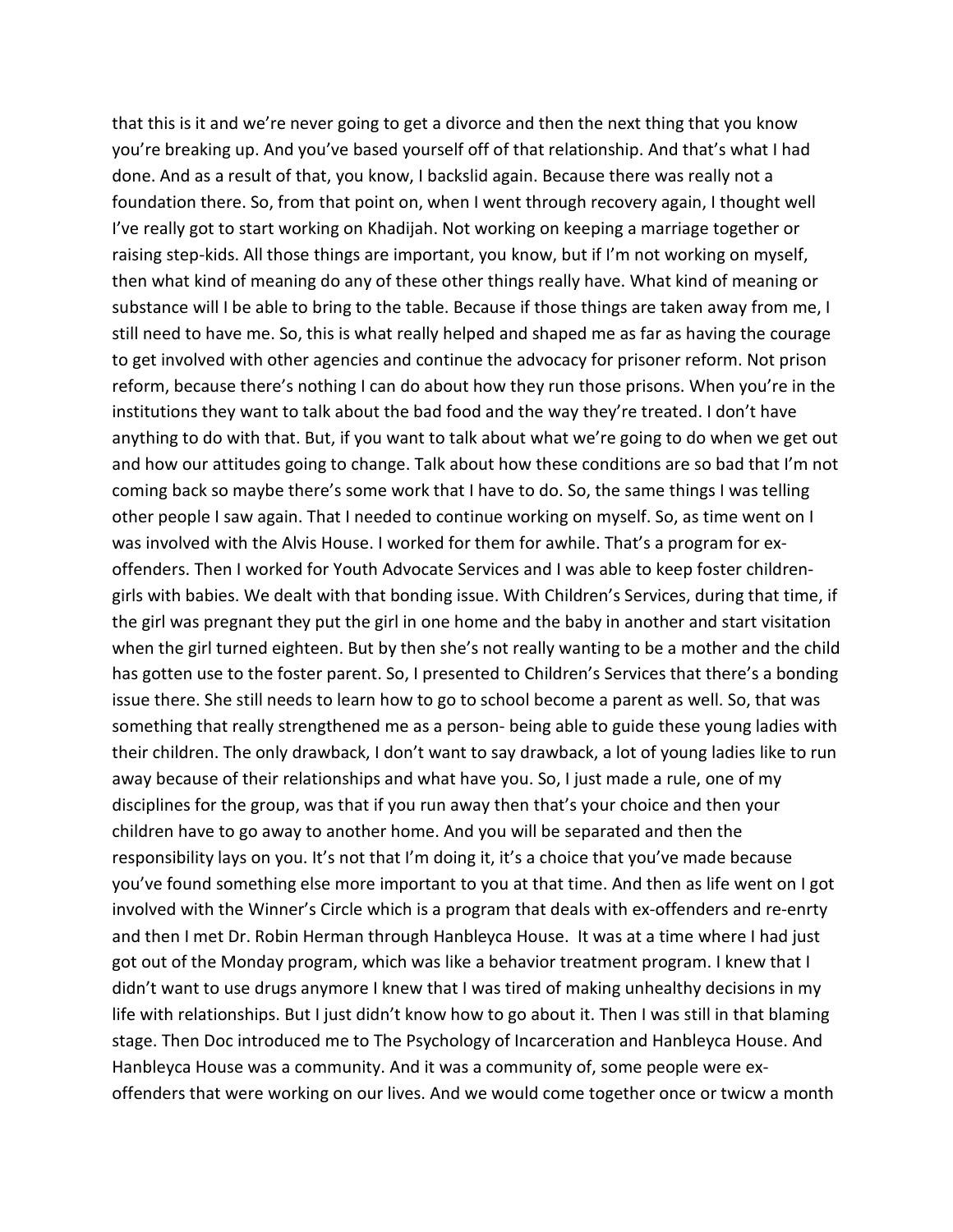that this is it and we're never going to get a divorce and then the next thing that you know you're breaking up. And you've based yourself off of that relationship. And that's what I had done. And as a result of that, you know, I backslid again. Because there was really not a foundation there. So, from that point on, when I went through recovery again, I thought well I've really got to start working on Khadijah. Not working on keeping a marriage together or raising step-kids. All those things are important, you know, but if I'm not working on myself, then what kind of meaning do any of these other things really have. What kind of meaning or substance will I be able to bring to the table. Because if those things are taken away from me, I still need to have me. So, this is what really helped and shaped me as far as having the courage to get involved with other agencies and continue the advocacy for prisoner reform. Not prison reform, because there's nothing I can do about how they run those prisons. When you're in the institutions they want to talk about the bad food and the way they're treated. I don't have anything to do with that. But, if you want to talk about what we're going to do when we get out and how our attitudes going to change. Talk about how these conditions are so bad that I'm not coming back so maybe there's some work that I have to do. So, the same things I was telling other people I saw again. That I needed to continue working on myself. So, as time went on I was involved with the Alvis House. I worked for them for awhile. That's a program for ex-offenders. Then I worked for Youth Advocate Services and I was able to keep foster children-girls with babies. We dealt with that bonding issue. With Children's Services, during that time, if the girl was pregnant they put the girl in one home and the baby in another and start visitation when the girl turned eighteen. But by then she's not really wanting to be a mother and the child has gotten use to the foster parent. So, I presented to Children's Services that there's a bonding issue there. She still needs to learn how to go to school become a parent as well. So, that was something that really strengthened me as a person- being able to guide these young ladies with their children. The only drawback, I don't want to say drawback, a lot of young ladies like to run away because of their relationships and what have you. So, I just made a rule, one of my disciplines for the group, was that if you run away then that's your choice and then your children have to go away to another home. And you will be separated and then the responsibility lays on you. It's not that I'm doing it, it's a choice that you've made because you've found something else more important to you at that time. And then as life went on I got involved with the Winner's Circle which is a program that deals with ex-offenders and re-enrty and then I met Dr. Robin Herman through Hanbleyca House. It was at a time where I had just got out of the Monday program, which was like a behavior treatment program. I knew that I didn't want to use drugs anymore I knew that I was tired of making unhealthy decisions in my life with relationships. But I just didn't know how to go about it. Then I was still in that blaming stage. Then Doc introduced me to The Psychology of Incarceration and Hanbleyca House. And Hanbleyca House was a community. And it was a community of, some people were ex-offenders that were working on our lives. And we would come together once or twicw a month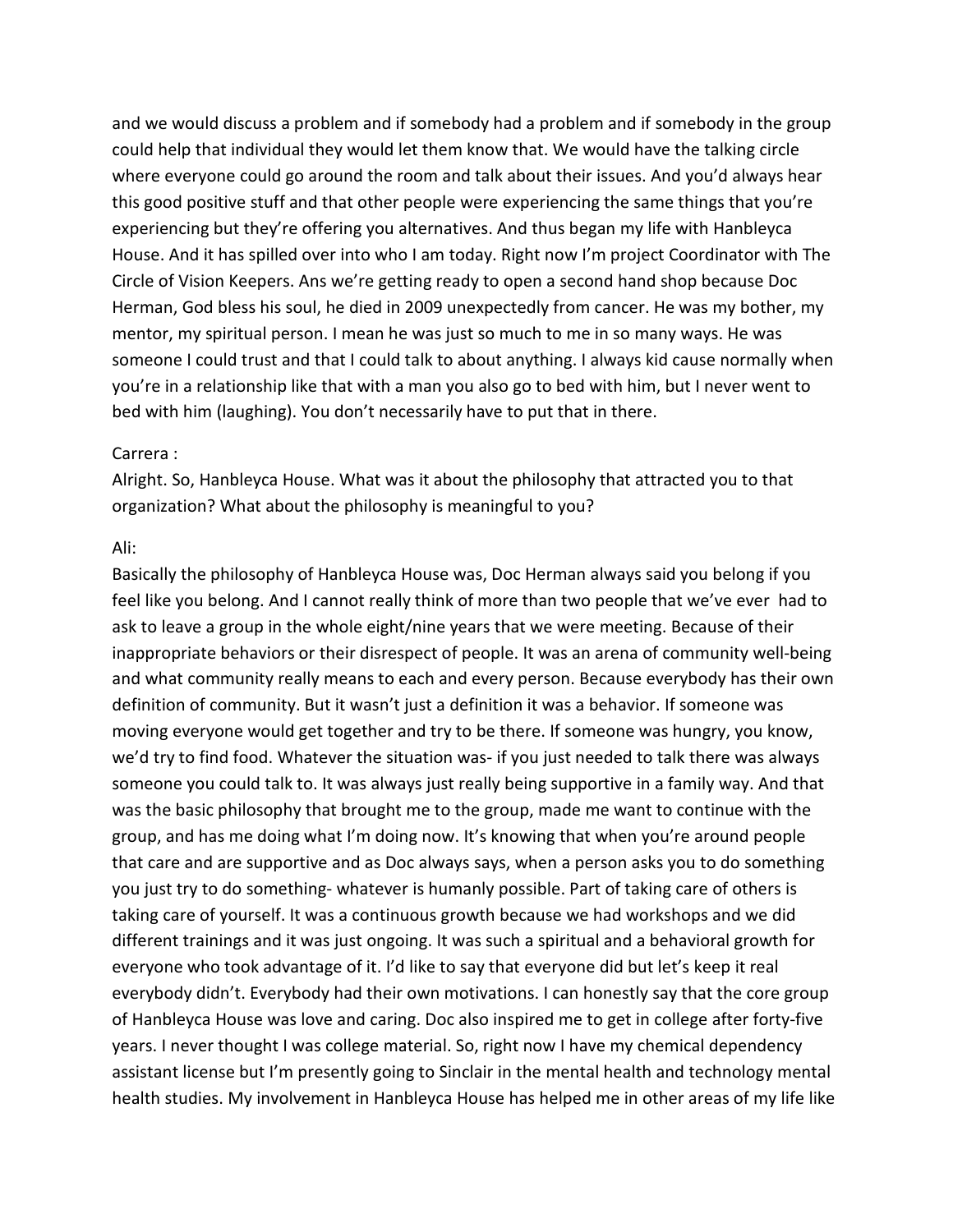and we would discuss a problem and if somebody had a problem and if somebody in the group could help that individual they would let them know that. We would have the talking circle where everyone could go around the room and talk about their issues. And you'd always hear this good positive stuff and that other people were experiencing the same things that you're experiencing but they're offering you alternatives. And thus began my life with Hanbleyca House. And it has spilled over into who I am today. Right now I'm project Coordinator with The Circle of Vision Keepers. Ans we're getting ready to open a second hand shop because Doc Herman, God bless his soul, he died in 2009 unexpectedly from cancer. He was my bother, my mentor, my spiritual person. I mean he was just so much to me in so many ways. He was someone I could trust and that I could talk to about anything. I always kid cause normally when you're in a relationship like that with a man you also go to bed with him, but I never went to bed with him (laughing). You don't necessarily have to put that in there.

Carrera :
Alright. So, Hanbleyca House. What was it about the philosophy that attracted you to that organization? What about the philosophy is meaningful to you?

Ali:
Basically the philosophy of Hanbleyca House was, Doc Herman always said you belong if you feel like you belong. And I cannot really think of more than two people that we've ever had to ask to leave a group in the whole eight/nine years that we were meeting. Because of their inappropriate behaviors or their disrespect of people. It was an arena of community well-being and what community really means to each and every person. Because everybody has their own definition of community. But it wasn't just a definition it was a behavior. If someone was moving everyone would get together and try to be there. If someone was hungry, you know, we'd try to find food. Whatever the situation was- if you just needed to talk there was always someone you could talk to. It was always just really being supportive in a family way. And that was the basic philosophy that brought me to the group, made me want to continue with the group, and has me doing what I'm doing now. It's knowing that when you're around people that care and are supportive and as Doc always says, when a person asks you to do something you just try to do something- whatever is humanly possible. Part of taking care of others is taking care of yourself. It was a continuous growth because we had workshops and we did different trainings and it was just ongoing. It was such a spiritual and a behavioral growth for everyone who took advantage of it. I'd like to say that everyone did but let's keep it real everybody didn't. Everybody had their own motivations. I can honestly say that the core group of Hanbleyca House was love and caring. Doc also inspired me to get in college after forty-five years. I never thought I was college material. So, right now I have my chemical dependency assistant license but I'm presently going to Sinclair in the mental health and technology mental health studies. My involvement in Hanbleyca House has helped me in other areas of my life like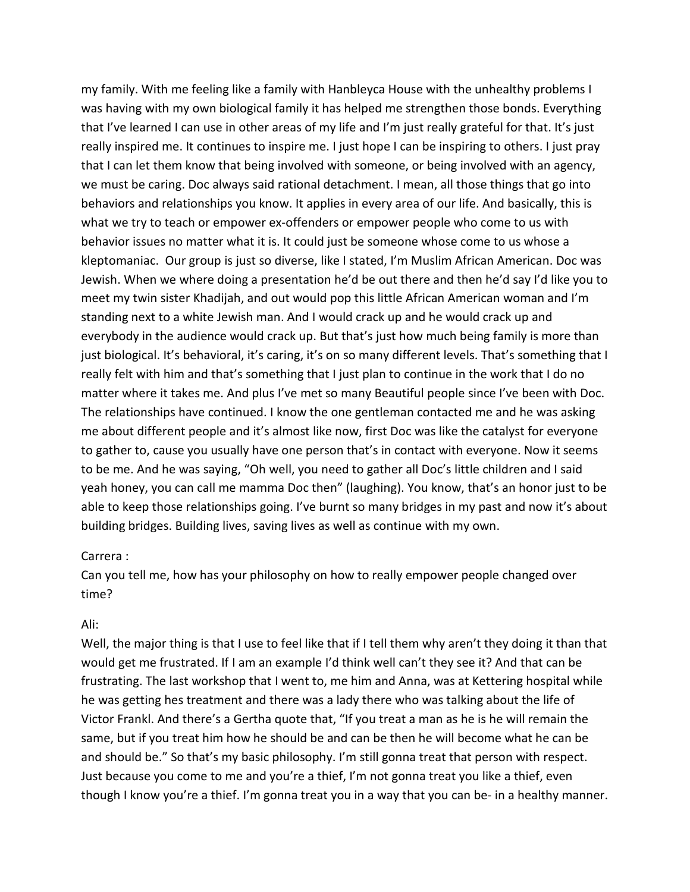my family. With me feeling like a family with Hanbleyca House with the unhealthy problems I was having with my own biological family it has helped me strengthen those bonds. Everything that I've learned I can use in other areas of my life and I'm just really grateful for that. It's just really inspired me. It continues to inspire me. I just hope I can be inspiring to others. I just pray that I can let them know that being involved with someone, or being involved with an agency, we must be caring. Doc always said rational detachment. I mean, all those things that go into behaviors and relationships you know. It applies in every area of our life. And basically, this is what we try to teach or empower ex-offenders or empower people who come to us with behavior issues no matter what it is. It could just be someone whose come to us whose a kleptomaniac. Our group is just so diverse, like I stated, I'm Muslim African American. Doc was Jewish. When we where doing a presentation he'd be out there and then he'd say I'd like you to meet my twin sister Khadijah, and out would pop this little African American woman and I'm standing next to a white Jewish man. And I would crack up and he would crack up and everybody in the audience would crack up. But that's just how much being family is more than just biological. It's behavioral, it's caring, it's on so many different levels. That's something that I really felt with him and that's something that I just plan to continue in the work that I do no matter where it takes me. And plus I've met so many Beautiful people since I've been with Doc. The relationships have continued. I know the one gentleman contacted me and he was asking me about different people and it's almost like now, first Doc was like the catalyst for everyone to gather to, cause you usually have one person that's in contact with everyone. Now it seems to be me. And he was saying, "Oh well, you need to gather all Doc's little children and I said yeah honey, you can call me mamma Doc then" (laughing). You know, that's an honor just to be able to keep those relationships going. I've burnt so many bridges in my past and now it's about building bridges. Building lives, saving lives as well as continue with my own.

Carrera :
Can you tell me, how has your philosophy on how to really empower people changed over time?

Ali:
Well, the major thing is that I use to feel like that if I tell them why aren't they doing it than that would get me frustrated. If I am an example I'd think well can't they see it? And that can be frustrating. The last workshop that I went to, me him and Anna, was at Kettering hospital while he was getting hes treatment and there was a lady there who was talking about the life of Victor Frankl. And there's a Gertha quote that, "If you treat a man as he is he will remain the same, but if you treat him how he should be and can be then he will become what he can be and should be." So that's my basic philosophy. I'm still gonna treat that person with respect. Just because you come to me and you're a thief, I'm not gonna treat you like a thief, even though I know you're a thief. I'm gonna treat you in a way that you can be- in a healthy manner.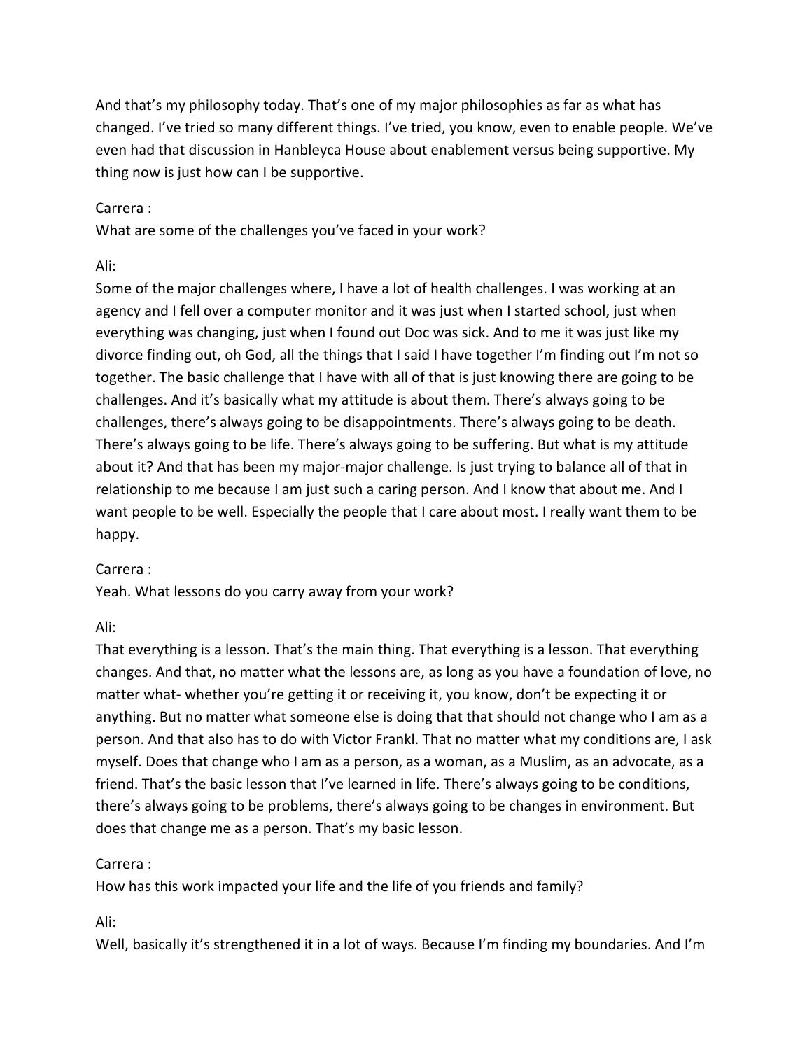And that's my philosophy today. That's one of my major philosophies as far as what has changed. I've tried so many different things. I've tried, you know, even to enable people. We've even had that discussion in Hanbleyca House about enablement versus being supportive. My thing now is just how can I be supportive.

Carrera :

What are some of the challenges you've faced in your work?

Ali:

Some of the major challenges where, I have a lot of health challenges. I was working at an agency and I fell over a computer monitor and it was just when I started school, just when everything was changing, just when I found out Doc was sick. And to me it was just like my divorce finding out, oh God, all the things that I said I have together I'm finding out I'm not so together. The basic challenge that I have with all of that is just knowing there are going to be challenges. And it's basically what my attitude is about them. There's always going to be challenges, there's always going to be disappointments. There's always going to be death. There's always going to be life. There's always going to be suffering. But what is my attitude about it? And that has been my major-major challenge. Is just trying to balance all of that in relationship to me because I am just such a caring person. And I know that about me. And I want people to be well. Especially the people that I care about most. I really want them to be happy.

Carrera :

Yeah. What lessons do you carry away from your work?

Ali:

That everything is a lesson. That's the main thing. That everything is a lesson. That everything changes. And that, no matter what the lessons are, as long as you have a foundation of love, no matter what- whether you're getting it or receiving it, you know, don't be expecting it or anything. But no matter what someone else is doing that that should not change who I am as a person. And that also has to do with Victor Frankl. That no matter what my conditions are, I ask myself. Does that change who I am as a person, as a woman, as a Muslim, as an advocate, as a friend. That's the basic lesson that I've learned in life. There's always going to be conditions, there's always going to be problems, there's always going to be changes in environment. But does that change me as a person. That's my basic lesson.

Carrera :

How has this work impacted your life and the life of you friends and family?

Ali:

Well, basically it's strengthened it in a lot of ways. Because I'm finding my boundaries. And I'm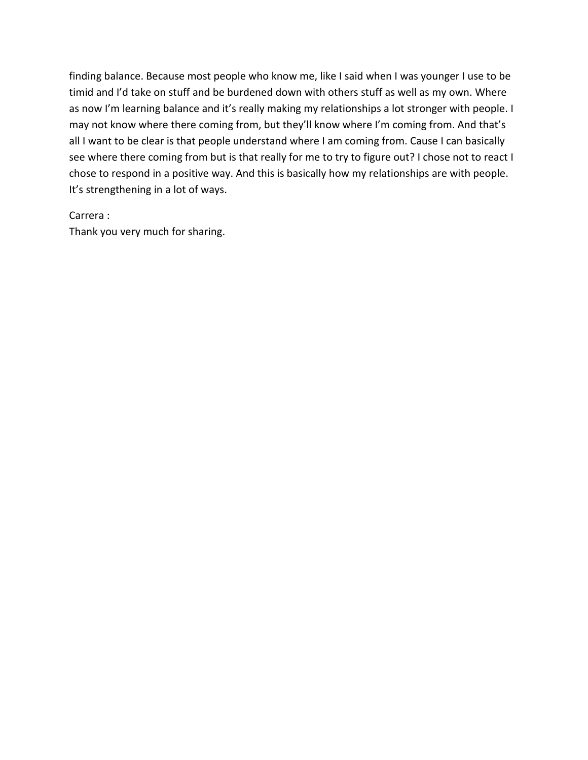finding balance. Because most people who know me, like I said when I was younger I use to be timid and I'd take on stuff and be burdened down with others stuff as well as my own. Where as now I'm learning balance and it's really making my relationships a lot stronger with people. I may not know where there coming from, but they'll know where I'm coming from. And that's all I want to be clear is that people understand where I am coming from. Cause I can basically see where there coming from but is that really for me to try to figure out? I chose not to react I chose to respond in a positive way. And this is basically how my relationships are with people. It's strengthening in a lot of ways.

Carrera :
Thank you very much for sharing.